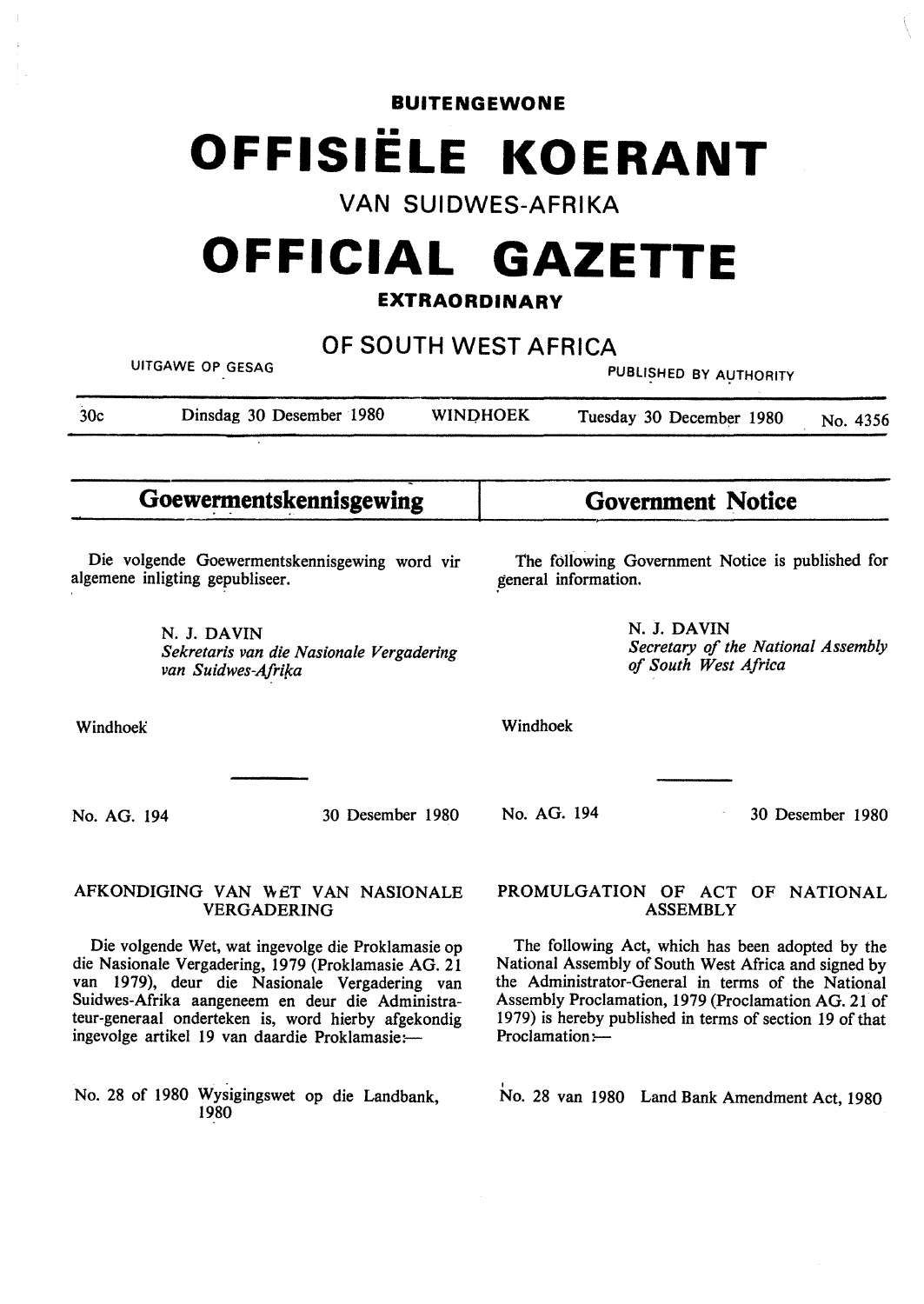**BUITENGEWONE**

# OFFISIËLE KOERANT

## VAN SUIDWES-AFRIKA

# OFFICIAL GAZETTE

**EXTRAORDINARY**

## OF SOUTH WEST AFRICA

UITGAWE OP GESAG — PUBLISHED BY AUTHORITY

30c — Dinsdag 30 Desember 1980 — WINDHOEK — Tuesday 30 December 1980 — No. 4356

## Goewermentskennisgewing

Die volgende Goewermentskennisgewing word vir algemene inligting gepubliseer.

N. J. DAVIN
*Sekretaris van die Nasionale Vergadering van Suidwes-Afrika*

Windhoek

No. AG. 194 — 30 Desember 1980

### AFKONDIGING VAN WET VAN NASIONALE VERGADERING

Die volgende Wet, wat ingevolge die Proklamasie op die Nasionale Vergadering, 1979 (Proklamasie AG. 21 van 1979), deur die Nasionale Vergadering van Suidwes-Afrika aangeneem en deur die Administrateur-generaal onderteken is, word hierby afgekondig ingevolge artikel 19 van daardie Proklamasie:—

No. 28 of 1980 Wysigingswet op die Landbank, 1980

## Government Notice

The following Government Notice is published for general information.

N. J. DAVIN
*Secretary of the National Assembly of South West Africa*

Windhoek

No. AG. 194 — 30 Desember 1980

### PROMULGATION OF ACT OF NATIONAL ASSEMBLY

The following Act, which has been adopted by the National Assembly of South West Africa and signed by the Administrator-General in terms of the National Assembly Proclamation, 1979 (Proclamation AG. 21 of 1979) is hereby published in terms of section 19 of that Proclamation:—

No. 28 van 1980 Land Bank Amendment Act, 1980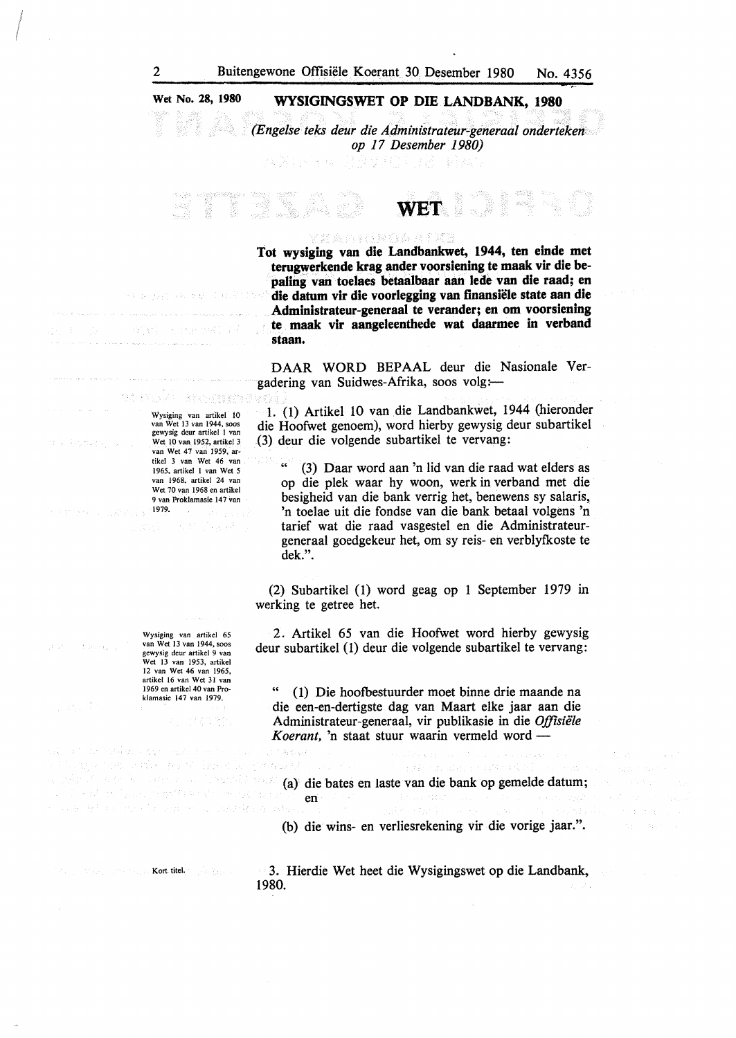Wet No. 28, 1980

# WYSIGINGSWET OP DIE LANDBANK, 1980

*(Engelse teks deur die Administrateur-generaal onderteken op 17 Desember 1980)*

## WET

**Tot wysiging van die Landbankwet, 1944, ten einde met terugwerkende krag ander voorsiening te maak vir die bepaling van toelaes betaalbaar aan lede van die raad; en die datum vir die voorlegging van finansiële state aan die Administrateur-generaal te verander; en om voorsiening te maak vir aangeleenthede wat daarmee in verband staan.**

DAAR WORD BEPAAL deur die Nasionale Vergadering van Suidwes-Afrika, soos volg:—

Wysiging van artikel 10 van Wet 13 van 1944, soos gewysig deur artikel 1 van Wet 10 van 1952, artikel 3 van Wet 47 van 1959, artikel 3 van Wet 46 van 1965, artikel 1 van Wet 5 van 1968, artikel 24 van Wet 70 van 1968 en artikel 9 van Proklamasie 147 van 1979.

1. (1) Artikel 10 van die Landbankwet, 1944 (hieronder die Hoofwet genoem), word hierby gewysig deur subartikel (3) deur die volgende subartikel te vervang:

" (3) Daar word aan 'n lid van die raad wat elders as op die plek waar hy woon, werk in verband met die besigheid van die bank verrig het, benewens sy salaris, 'n toelae uit die fondse van die bank betaal volgens 'n tarief wat die raad vasgestel en die Administrateur-generaal goedgekeur het, om sy reis- en verblyfkoste te dek.".

(2) Subartikel (1) word geag op 1 September 1979 in werking te getree het.

Wysiging van artikel 65 van Wet 13 van 1944, soos gewysig deur artikel 9 van Wet 13 van 1953, artikel 12 van Wet 46 van 1965, artikel 16 van Wet 31 van 1969 en artikel 40 van Proklamasie 147 van 1979.

2. Artikel 65 van die Hoofwet word hierby gewysig deur subartikel (1) deur die volgende subartikel te vervang:

" (1) Die hoofbestuurder moet binne drie maande na die een-en-dertigste dag van Maart elke jaar aan die Administrateur-generaal, vir publikasie in die *Offisiële Koerant*, 'n staat stuur waarin vermeld word —

(a) die bates en laste van die bank op gemelde datum; en

(b) die wins- en verliesrekening vir die vorige jaar.".

Kort titel.

3. Hierdie Wet heet die Wysigingswet op die Landbank, 1980.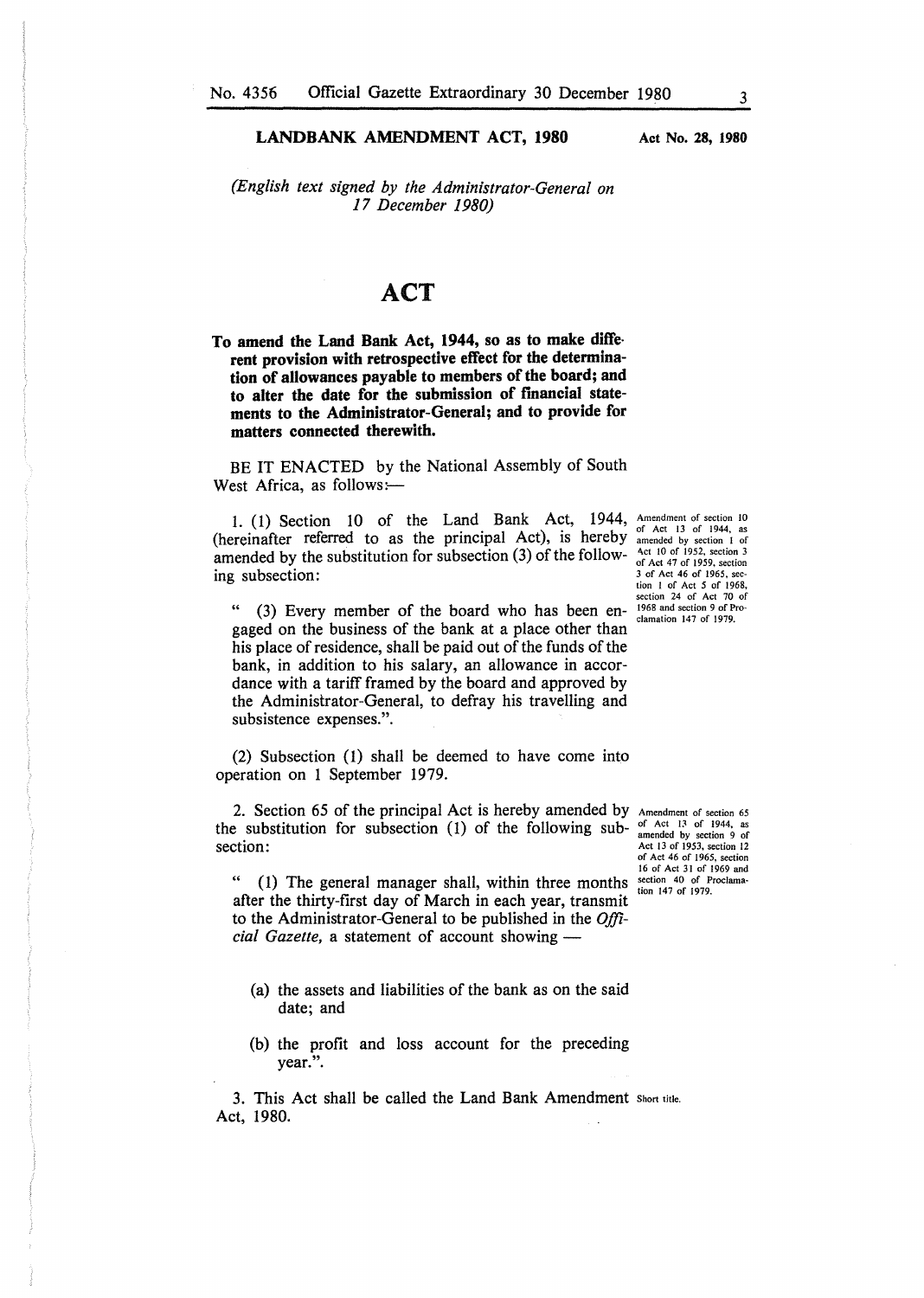**LANDBANK AMENDMENT ACT, 1980** — **Act No. 28, 1980**

*(English text signed by the Administrator-General on 17 December 1980)*

# ACT

**To amend the Land Bank Act, 1944, so as to make different provision with retrospective effect for the determination of allowances payable to members of the board; and to alter the date for the submission of financial statements to the Administrator-General; and to provide for matters connected therewith.**

BE IT ENACTED by the National Assembly of South West Africa, as follows:—

*Amendment of section 10 of Act 13 of 1944, as amended by section 1 of Act 10 of 1952, section 3 of Act 47 of 1959, section 3 of Act 46 of 1965, section 1 of Act 5 of 1968, section 24 of Act 70 of 1968 and section 9 of Proclamation 147 of 1979.*

1. (1) Section 10 of the Land Bank Act, 1944, (hereinafter referred to as the principal Act), is hereby amended by the substitution for subsection (3) of the following subsection:

" (3) Every member of the board who has been engaged on the business of the bank at a place other than his place of residence, shall be paid out of the funds of the bank, in addition to his salary, an allowance in accordance with a tariff framed by the board and approved by the Administrator-General, to defray his travelling and subsistence expenses.".

(2) Subsection (1) shall be deemed to have come into operation on 1 September 1979.

*Amendment of section 65 of Act 13 of 1944, as amended by section 9 of Act 13 of 1953, section 12 of Act 46 of 1965, section 16 of Act 31 of 1969 and section 40 of Proclamation 147 of 1979.*

2. Section 65 of the principal Act is hereby amended by the substitution for subsection (1) of the following subsection:

" (1) The general manager shall, within three months after the thirty-first day of March in each year, transmit to the Administrator-General to be published in the *Official Gazette,* a statement of account showing —

(a) the assets and liabilities of the bank as on the said date; and

(b) the profit and loss account for the preceding year.".

*Short title.*

3. This Act shall be called the Land Bank Amendment Act, 1980.